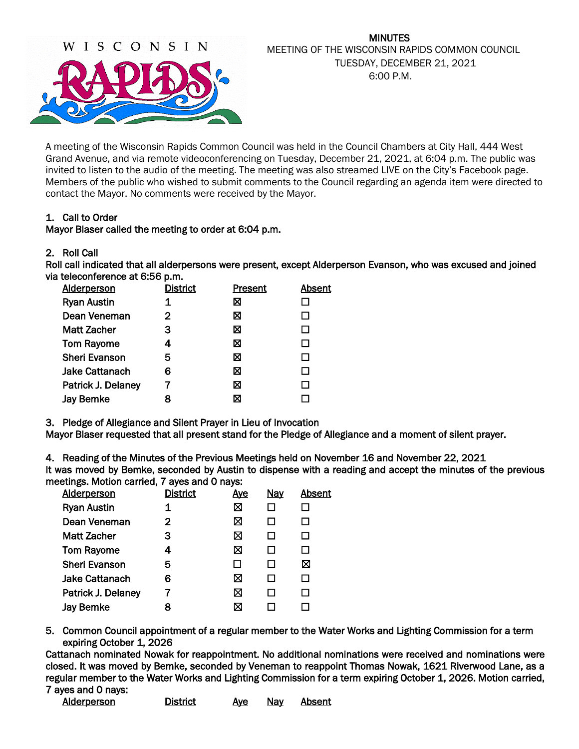**MINUTES**
MEETING OF THE WISCONSIN RAPIDS COMMON COUNCIL
TUESDAY, DECEMBER 21, 2021
6:00 P.M.

A meeting of the Wisconsin Rapids Common Council was held in the Council Chambers at City Hall, 444 West Grand Avenue, and via remote videoconferencing on Tuesday, December 21, 2021, at 6:04 p.m. The public was invited to listen to the audio of the meeting. The meeting was also streamed LIVE on the City's Facebook page. Members of the public who wished to submit comments to the Council regarding an agenda item were directed to contact the Mayor. No comments were received by the Mayor.

**1. Call to Order**

**Mayor Blaser called the meeting to order at 6:04 p.m.**

**2. Roll Call**

**Roll call indicated that all alderpersons were present, except Alderperson Evanson, who was excused and joined via teleconference at 6:56 p.m.**

| Alderperson | District | Present | Absent |
|---|---|---|---|
| Ryan Austin | 1 | ☒ | ☐ |
| Dean Veneman | 2 | ☒ | ☐ |
| Matt Zacher | 3 | ☒ | ☐ |
| Tom Rayome | 4 | ☒ | ☐ |
| Sheri Evanson | 5 | ☒ | ☐ |
| Jake Cattanach | 6 | ☒ | ☐ |
| Patrick J. Delaney | 7 | ☒ | ☐ |
| Jay Bemke | 8 | ☒ | ☐ |

**3. Pledge of Allegiance and Silent Prayer in Lieu of Invocation**

**Mayor Blaser requested that all present stand for the Pledge of Allegiance and a moment of silent prayer.**

**4. Reading of the Minutes of the Previous Meetings held on November 16 and November 22, 2021**

**It was moved by Bemke, seconded by Austin to dispense with a reading and accept the minutes of the previous meetings. Motion carried, 7 ayes and 0 nays:**

| Alderperson | District | Aye | Nay | Absent |
|---|---|---|---|---|
| Ryan Austin | 1 | ☒ | ☐ | ☐ |
| Dean Veneman | 2 | ☒ | ☐ | ☐ |
| Matt Zacher | 3 | ☒ | ☐ | ☐ |
| Tom Rayome | 4 | ☒ | ☐ | ☐ |
| Sheri Evanson | 5 | ☐ | ☐ | ☒ |
| Jake Cattanach | 6 | ☒ | ☐ | ☐ |
| Patrick J. Delaney | 7 | ☒ | ☐ | ☐ |
| Jay Bemke | 8 | ☒ | ☐ | ☐ |

**5. Common Council appointment of a regular member to the Water Works and Lighting Commission for a term expiring October 1, 2026**

**Cattanach nominated Nowak for reappointment. No additional nominations were received and nominations were closed. It was moved by Bemke, seconded by Veneman to reappoint Thomas Nowak, 1621 Riverwood Lane, as a regular member to the Water Works and Lighting Commission for a term expiring October 1, 2026. Motion carried, 7 ayes and 0 nays:**

| Alderperson | District | Aye | Nay | Absent |
|---|---|---|---|---|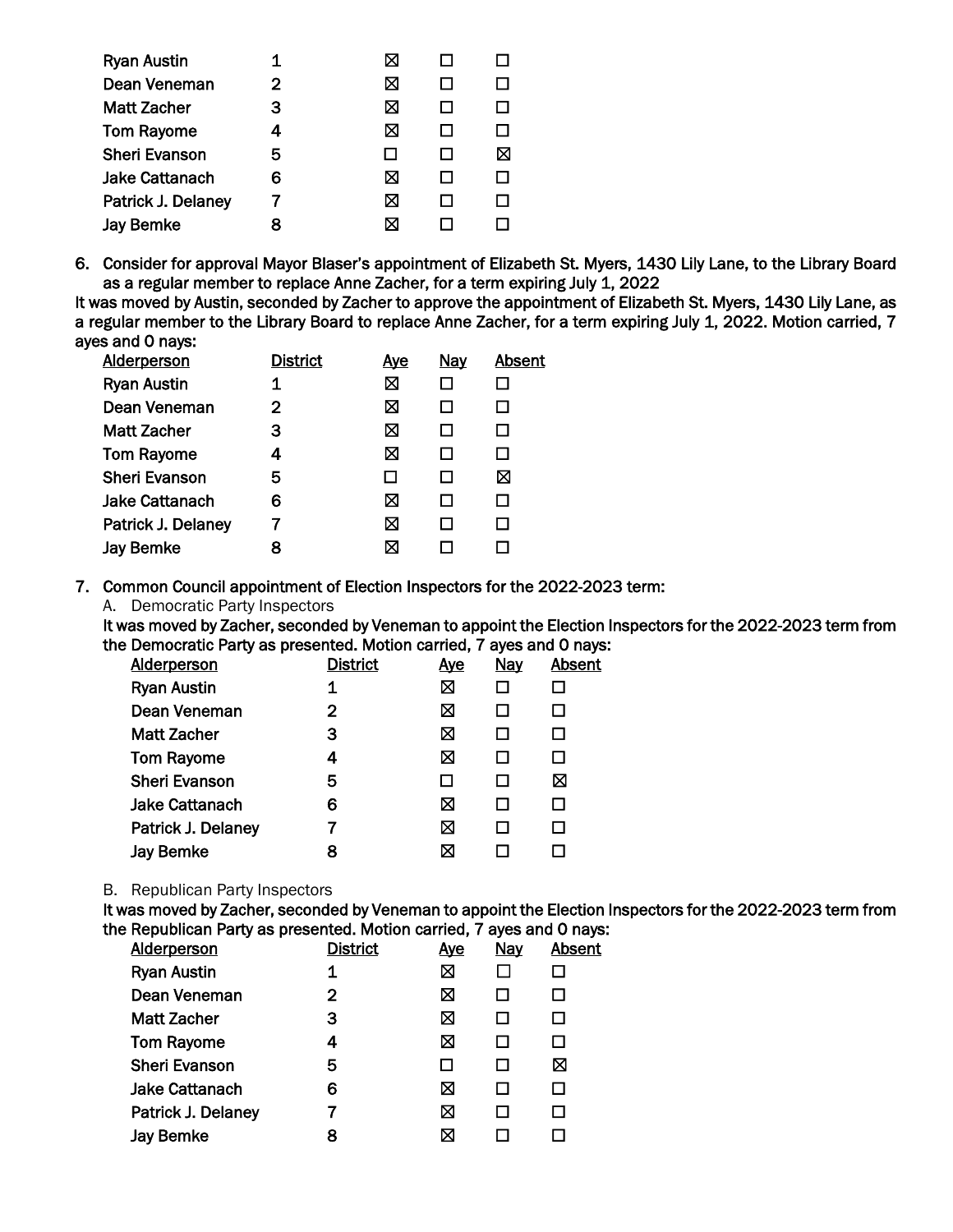| | | | | |
|---|---|---|---|---|
| Ryan Austin | 1 | ☒ | ☐ | ☐ |
| Dean Veneman | 2 | ☒ | ☐ | ☐ |
| Matt Zacher | 3 | ☒ | ☐ | ☐ |
| Tom Rayome | 4 | ☒ | ☐ | ☐ |
| Sheri Evanson | 5 | ☐ | ☐ | ☒ |
| Jake Cattanach | 6 | ☒ | ☐ | ☐ |
| Patrick J. Delaney | 7 | ☒ | ☐ | ☐ |
| Jay Bemke | 8 | ☒ | ☐ | ☐ |

6. **Consider for approval Mayor Blaser's appointment of Elizabeth St. Myers, 1430 Lily Lane, to the Library Board as a regular member to replace Anne Zacher, for a term expiring July 1, 2022**

It was moved by Austin, seconded by Zacher to approve the appointment of Elizabeth St. Myers, 1430 Lily Lane, as a regular member to the Library Board to replace Anne Zacher, for a term expiring July 1, 2022. Motion carried, 7 ayes and 0 nays:

| Alderperson | District | Aye | Nay | Absent |
|---|---|---|---|---|
| Ryan Austin | 1 | ☒ | ☐ | ☐ |
| Dean Veneman | 2 | ☒ | ☐ | ☐ |
| Matt Zacher | 3 | ☒ | ☐ | ☐ |
| Tom Rayome | 4 | ☒ | ☐ | ☐ |
| Sheri Evanson | 5 | ☐ | ☐ | ☒ |
| Jake Cattanach | 6 | ☒ | ☐ | ☐ |
| Patrick J. Delaney | 7 | ☒ | ☐ | ☐ |
| Jay Bemke | 8 | ☒ | ☐ | ☐ |

7. **Common Council appointment of Election Inspectors for the 2022-2023 term:**

   A. Democratic Party Inspectors

   It was moved by Zacher, seconded by Veneman to appoint the Election Inspectors for the 2022-2023 term from the Democratic Party as presented. Motion carried, 7 ayes and 0 nays:

| Alderperson | District | Aye | Nay | Absent |
|---|---|---|---|---|
| Ryan Austin | 1 | ☒ | ☐ | ☐ |
| Dean Veneman | 2 | ☒ | ☐ | ☐ |
| Matt Zacher | 3 | ☒ | ☐ | ☐ |
| Tom Rayome | 4 | ☒ | ☐ | ☐ |
| Sheri Evanson | 5 | ☐ | ☐ | ☒ |
| Jake Cattanach | 6 | ☒ | ☐ | ☐ |
| Patrick J. Delaney | 7 | ☒ | ☐ | ☐ |
| Jay Bemke | 8 | ☒ | ☐ | ☐ |

   B. Republican Party Inspectors

   It was moved by Zacher, seconded by Veneman to appoint the Election Inspectors for the 2022-2023 term from the Republican Party as presented. Motion carried, 7 ayes and 0 nays:

| Alderperson | District | Aye | Nay | Absent |
|---|---|---|---|---|
| Ryan Austin | 1 | ☒ | ☐ | ☐ |
| Dean Veneman | 2 | ☒ | ☐ | ☐ |
| Matt Zacher | 3 | ☒ | ☐ | ☐ |
| Tom Rayome | 4 | ☒ | ☐ | ☐ |
| Sheri Evanson | 5 | ☐ | ☐ | ☒ |
| Jake Cattanach | 6 | ☒ | ☐ | ☐ |
| Patrick J. Delaney | 7 | ☒ | ☐ | ☐ |
| Jay Bemke | 8 | ☒ | ☐ | ☐ |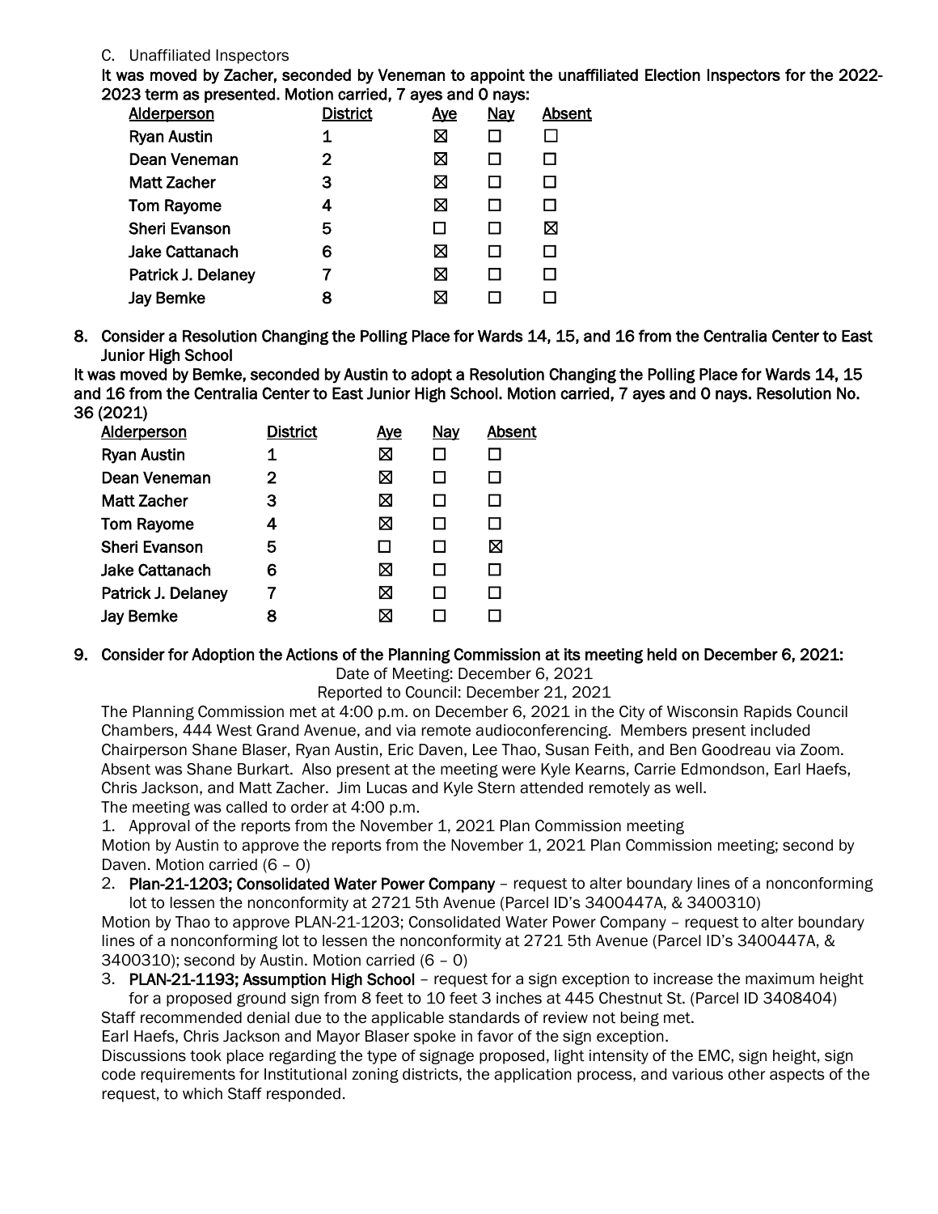C. Unaffiliated Inspectors

**It was moved by Zacher, seconded by Veneman to appoint the unaffiliated Election Inspectors for the 2022-2023 term as presented. Motion carried, 7 ayes and 0 nays:**

| Alderperson | District | Aye | Nay | Absent |
|---|---|---|---|---|
| Ryan Austin | 1 | ☒ | ☐ | ☐ |
| Dean Veneman | 2 | ☒ | ☐ | ☐ |
| Matt Zacher | 3 | ☒ | ☐ | ☐ |
| Tom Rayome | 4 | ☒ | ☐ | ☐ |
| Sheri Evanson | 5 | ☐ | ☐ | ☒ |
| Jake Cattanach | 6 | ☒ | ☐ | ☐ |
| Patrick J. Delaney | 7 | ☒ | ☐ | ☐ |
| Jay Bemke | 8 | ☒ | ☐ | ☐ |

8. **Consider a Resolution Changing the Polling Place for Wards 14, 15, and 16 from the Centralia Center to East Junior High School**

**It was moved by Bemke, seconded by Austin to adopt a Resolution Changing the Polling Place for Wards 14, 15 and 16 from the Centralia Center to East Junior High School. Motion carried, 7 ayes and 0 nays. Resolution No. 36 (2021)**

| Alderperson | District | Aye | Nay | Absent |
|---|---|---|---|---|
| Ryan Austin | 1 | ☒ | ☐ | ☐ |
| Dean Veneman | 2 | ☒ | ☐ | ☐ |
| Matt Zacher | 3 | ☒ | ☐ | ☐ |
| Tom Rayome | 4 | ☒ | ☐ | ☐ |
| Sheri Evanson | 5 | ☐ | ☐ | ☒ |
| Jake Cattanach | 6 | ☒ | ☐ | ☐ |
| Patrick J. Delaney | 7 | ☒ | ☐ | ☐ |
| Jay Bemke | 8 | ☒ | ☐ | ☐ |

9. **Consider for Adoption the Actions of the Planning Commission at its meeting held on December 6, 2021:**

Date of Meeting: December 6, 2021

Reported to Council: December 21, 2021

The Planning Commission met at 4:00 p.m. on December 6, 2021 in the City of Wisconsin Rapids Council Chambers, 444 West Grand Avenue, and via remote audioconferencing. Members present included Chairperson Shane Blaser, Ryan Austin, Eric Daven, Lee Thao, Susan Feith, and Ben Goodreau via Zoom. Absent was Shane Burkart. Also present at the meeting were Kyle Kearns, Carrie Edmondson, Earl Haefs, Chris Jackson, and Matt Zacher. Jim Lucas and Kyle Stern attended remotely as well.

The meeting was called to order at 4:00 p.m.

1. Approval of the reports from the November 1, 2021 Plan Commission meeting

Motion by Austin to approve the reports from the November 1, 2021 Plan Commission meeting; second by Daven. Motion carried (6 – 0)

2. **Plan-21-1203; Consolidated Water Power Company** – request to alter boundary lines of a nonconforming lot to lessen the nonconformity at 2721 5th Avenue (Parcel ID's 3400447A, & 3400310)

Motion by Thao to approve PLAN-21-1203; Consolidated Water Power Company – request to alter boundary lines of a nonconforming lot to lessen the nonconformity at 2721 5th Avenue (Parcel ID's 3400447A, & 3400310); second by Austin. Motion carried (6 – 0)

3. **PLAN-21-1193; Assumption High School** – request for a sign exception to increase the maximum height for a proposed ground sign from 8 feet to 10 feet 3 inches at 445 Chestnut St. (Parcel ID 3408404)

Staff recommended denial due to the applicable standards of review not being met.

Earl Haefs, Chris Jackson and Mayor Blaser spoke in favor of the sign exception.

Discussions took place regarding the type of signage proposed, light intensity of the EMC, sign height, sign code requirements for Institutional zoning districts, the application process, and various other aspects of the request, to which Staff responded.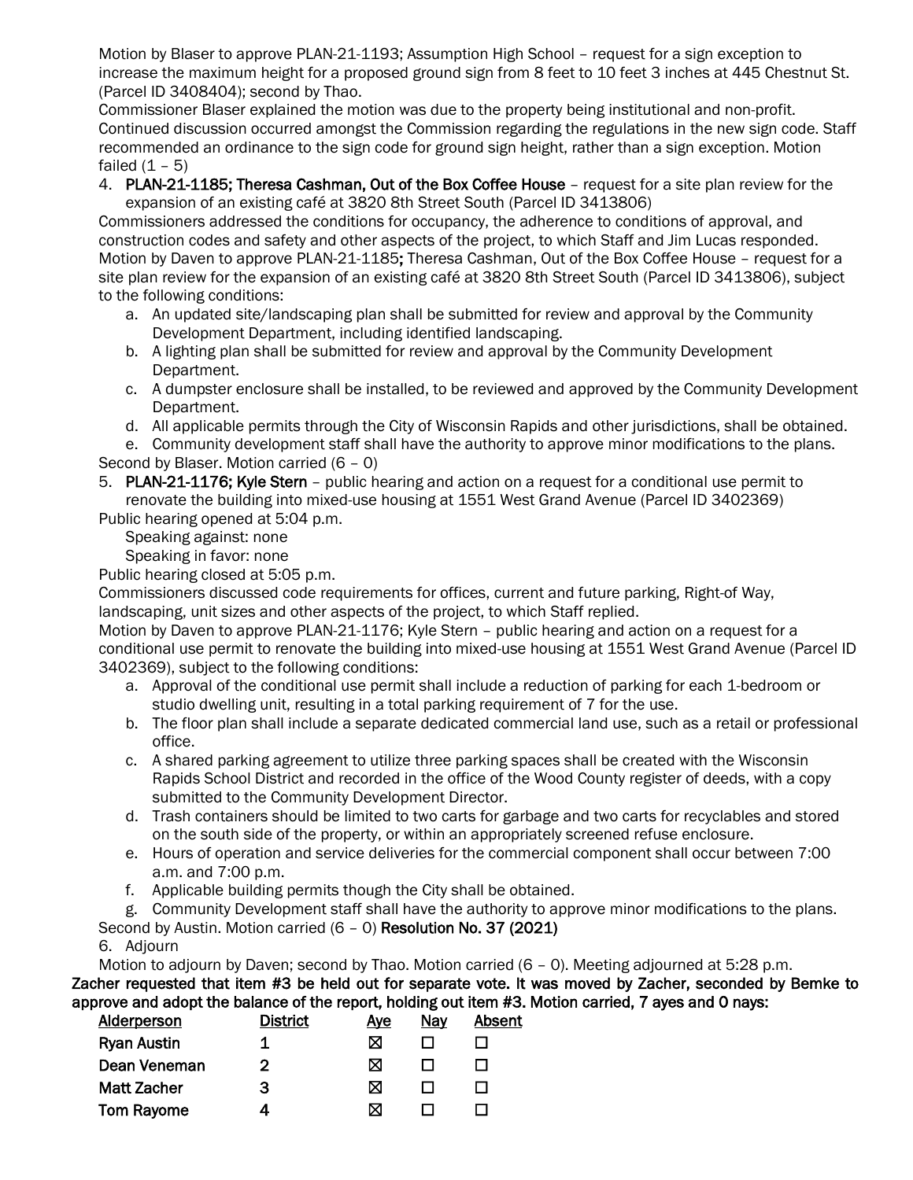Motion by Blaser to approve PLAN-21-1193; Assumption High School – request for a sign exception to increase the maximum height for a proposed ground sign from 8 feet to 10 feet 3 inches at 445 Chestnut St. (Parcel ID 3408404); second by Thao.

Commissioner Blaser explained the motion was due to the property being institutional and non-profit. Continued discussion occurred amongst the Commission regarding the regulations in the new sign code. Staff recommended an ordinance to the sign code for ground sign height, rather than a sign exception. Motion failed (1 – 5)

4. **PLAN-21-1185; Theresa Cashman, Out of the Box Coffee House** – request for a site plan review for the expansion of an existing café at 3820 8th Street South (Parcel ID 3413806)

Commissioners addressed the conditions for occupancy, the adherence to conditions of approval, and construction codes and safety and other aspects of the project, to which Staff and Jim Lucas responded. Motion by Daven to approve PLAN-21-1185**;** Theresa Cashman, Out of the Box Coffee House – request for a site plan review for the expansion of an existing café at 3820 8th Street South (Parcel ID 3413806), subject to the following conditions:

a. An updated site/landscaping plan shall be submitted for review and approval by the Community Development Department, including identified landscaping.
b. A lighting plan shall be submitted for review and approval by the Community Development Department.
c. A dumpster enclosure shall be installed, to be reviewed and approved by the Community Development Department.
d. All applicable permits through the City of Wisconsin Rapids and other jurisdictions, shall be obtained.
e. Community development staff shall have the authority to approve minor modifications to the plans.

Second by Blaser. Motion carried (6 – 0)

5. **PLAN-21-1176; Kyle Stern** – public hearing and action on a request for a conditional use permit to renovate the building into mixed-use housing at 1551 West Grand Avenue (Parcel ID 3402369)

Public hearing opened at 5:04 p.m.

Speaking against: none

Speaking in favor: none

Public hearing closed at 5:05 p.m.

Commissioners discussed code requirements for offices, current and future parking, Right-of Way, landscaping, unit sizes and other aspects of the project, to which Staff replied.

Motion by Daven to approve PLAN-21-1176; Kyle Stern – public hearing and action on a request for a conditional use permit to renovate the building into mixed-use housing at 1551 West Grand Avenue (Parcel ID 3402369), subject to the following conditions:

a. Approval of the conditional use permit shall include a reduction of parking for each 1-bedroom or studio dwelling unit, resulting in a total parking requirement of 7 for the use.
b. The floor plan shall include a separate dedicated commercial land use, such as a retail or professional office.
c. A shared parking agreement to utilize three parking spaces shall be created with the Wisconsin Rapids School District and recorded in the office of the Wood County register of deeds, with a copy submitted to the Community Development Director.
d. Trash containers should be limited to two carts for garbage and two carts for recyclables and stored on the south side of the property, or within an appropriately screened refuse enclosure.
e. Hours of operation and service deliveries for the commercial component shall occur between 7:00 a.m. and 7:00 p.m.
f. Applicable building permits though the City shall be obtained.
g. Community Development staff shall have the authority to approve minor modifications to the plans.

Second by Austin. Motion carried (6 – 0) **Resolution No. 37 (2021)**

6. Adjourn

Motion to adjourn by Daven; second by Thao. Motion carried (6 – 0). Meeting adjourned at 5:28 p.m.

**Zacher requested that item #3 be held out for separate vote. It was moved by Zacher, seconded by Bemke to approve and adopt the balance of the report, holding out item #3. Motion carried, 7 ayes and 0 nays:**

| Alderperson | District | Aye | Nay | Absent |
|---|---|---|---|---|
| Ryan Austin | 1 | ☒ | ☐ | ☐ |
| Dean Veneman | 2 | ☒ | ☐ | ☐ |
| Matt Zacher | 3 | ☒ | ☐ | ☐ |
| Tom Rayome | 4 | ☒ | ☐ | ☐ |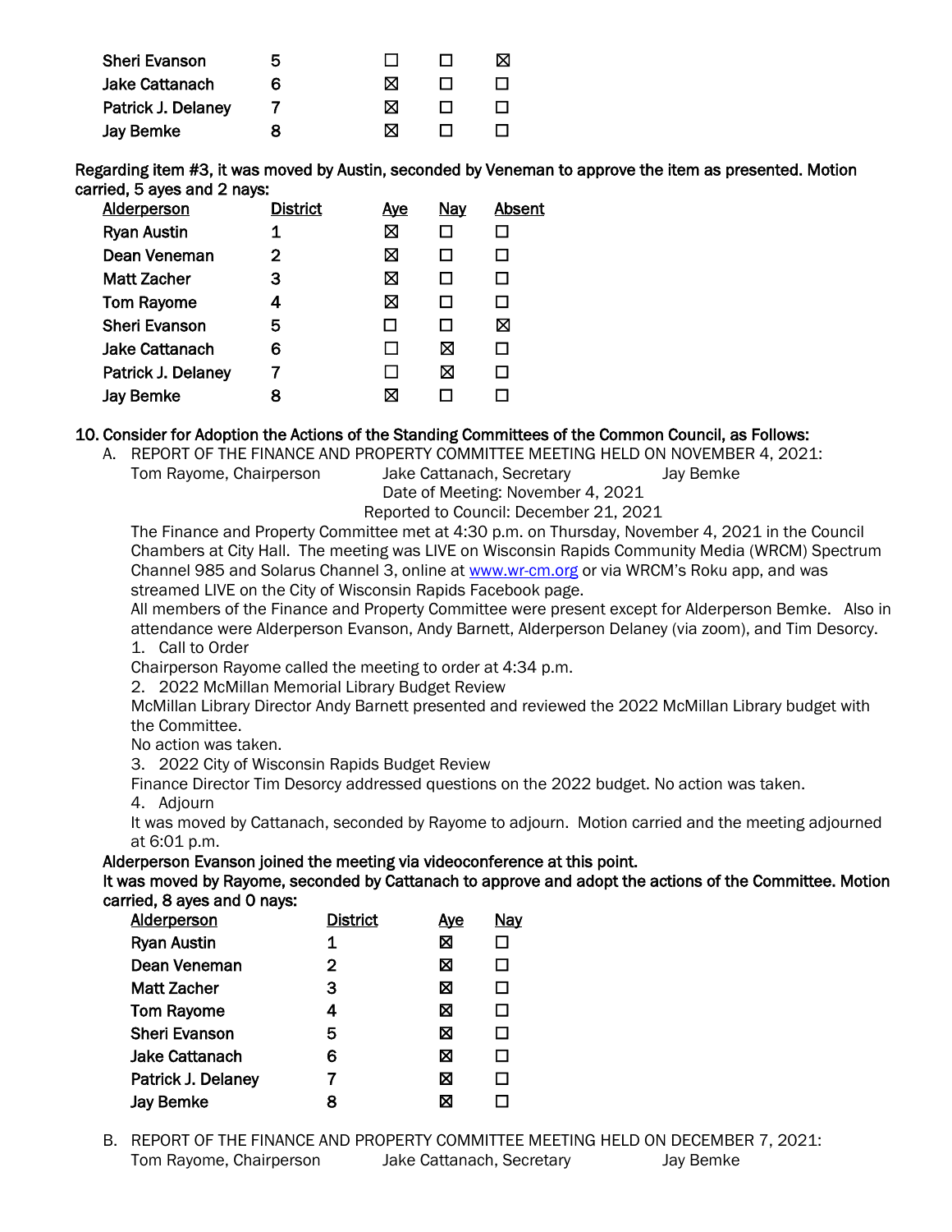| | | | | |
|---|---|---|---|---|
| Sheri Evanson | 5 | ☐ | ☐ | ☒ |
| Jake Cattanach | 6 | ☒ | ☐ | ☐ |
| Patrick J. Delaney | 7 | ☒ | ☐ | ☐ |
| Jay Bemke | 8 | ☒ | ☐ | ☐ |

**Regarding item #3, it was moved by Austin, seconded by Veneman to approve the item as presented. Motion carried, 5 ayes and 2 nays:**

| Alderperson | District | Aye | Nay | Absent |
|---|---|---|---|---|
| Ryan Austin | 1 | ☒ | ☐ | ☐ |
| Dean Veneman | 2 | ☒ | ☐ | ☐ |
| Matt Zacher | 3 | ☒ | ☐ | ☐ |
| Tom Rayome | 4 | ☒ | ☐ | ☐ |
| Sheri Evanson | 5 | ☐ | ☐ | ☒ |
| Jake Cattanach | 6 | ☐ | ☒ | ☐ |
| Patrick J. Delaney | 7 | ☐ | ☒ | ☐ |
| Jay Bemke | 8 | ☒ | ☐ | ☐ |

**10. Consider for Adoption the Actions of the Standing Committees of the Common Council, as Follows:**

A. REPORT OF THE FINANCE AND PROPERTY COMMITTEE MEETING HELD ON NOVEMBER 4, 2021:

Tom Rayome, Chairperson    Jake Cattanach, Secretary    Jay Bemke

Date of Meeting: November 4, 2021

Reported to Council: December 21, 2021

The Finance and Property Committee met at 4:30 p.m. on Thursday, November 4, 2021 in the Council Chambers at City Hall. The meeting was LIVE on Wisconsin Rapids Community Media (WRCM) Spectrum Channel 985 and Solarus Channel 3, online at www.wr-cm.org or via WRCM's Roku app, and was streamed LIVE on the City of Wisconsin Rapids Facebook page.

All members of the Finance and Property Committee were present except for Alderperson Bemke. Also in attendance were Alderperson Evanson, Andy Barnett, Alderperson Delaney (via zoom), and Tim Desorcy.

1. Call to Order

Chairperson Rayome called the meeting to order at 4:34 p.m.

2. 2022 McMillan Memorial Library Budget Review

McMillan Library Director Andy Barnett presented and reviewed the 2022 McMillan Library budget with the Committee.

No action was taken.

3. 2022 City of Wisconsin Rapids Budget Review

Finance Director Tim Desorcy addressed questions on the 2022 budget. No action was taken.

4. Adjourn

It was moved by Cattanach, seconded by Rayome to adjourn. Motion carried and the meeting adjourned at 6:01 p.m.

**Alderperson Evanson joined the meeting via videoconference at this point.**

**It was moved by Rayome, seconded by Cattanach to approve and adopt the actions of the Committee. Motion carried, 8 ayes and 0 nays:**

| Alderperson | District | Aye | Nay |
|---|---|---|---|
| Ryan Austin | 1 | ☒ | ☐ |
| Dean Veneman | 2 | ☒ | ☐ |
| Matt Zacher | 3 | ☒ | ☐ |
| Tom Rayome | 4 | ☒ | ☐ |
| Sheri Evanson | 5 | ☒ | ☐ |
| Jake Cattanach | 6 | ☒ | ☐ |
| Patrick J. Delaney | 7 | ☒ | ☐ |
| Jay Bemke | 8 | ☒ | ☐ |

B. REPORT OF THE FINANCE AND PROPERTY COMMITTEE MEETING HELD ON DECEMBER 7, 2021:

Tom Rayome, Chairperson    Jake Cattanach, Secretary    Jay Bemke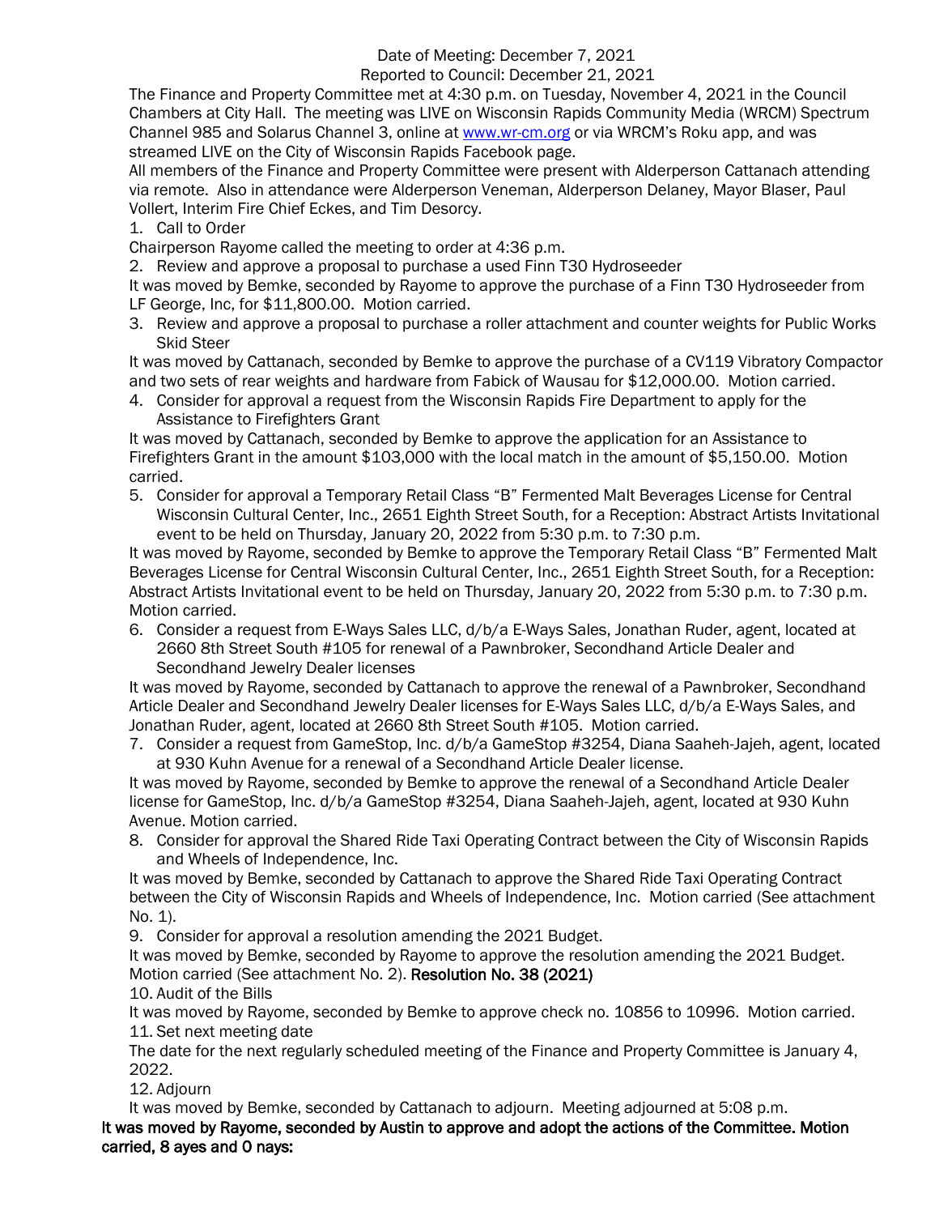Date of Meeting: December 7, 2021
Reported to Council: December 21, 2021

The Finance and Property Committee met at 4:30 p.m. on Tuesday, November 4, 2021 in the Council Chambers at City Hall. The meeting was LIVE on Wisconsin Rapids Community Media (WRCM) Spectrum Channel 985 and Solarus Channel 3, online at www.wr-cm.org or via WRCM's Roku app, and was streamed LIVE on the City of Wisconsin Rapids Facebook page.

All members of the Finance and Property Committee were present with Alderperson Cattanach attending via remote. Also in attendance were Alderperson Veneman, Alderperson Delaney, Mayor Blaser, Paul Vollert, Interim Fire Chief Eckes, and Tim Desorcy.

1. Call to Order

Chairperson Rayome called the meeting to order at 4:36 p.m.

2. Review and approve a proposal to purchase a used Finn T30 Hydroseeder

It was moved by Bemke, seconded by Rayome to approve the purchase of a Finn T30 Hydroseeder from LF George, Inc, for $11,800.00. Motion carried.

3. Review and approve a proposal to purchase a roller attachment and counter weights for Public Works Skid Steer

It was moved by Cattanach, seconded by Bemke to approve the purchase of a CV119 Vibratory Compactor and two sets of rear weights and hardware from Fabick of Wausau for $12,000.00. Motion carried.

4. Consider for approval a request from the Wisconsin Rapids Fire Department to apply for the Assistance to Firefighters Grant

It was moved by Cattanach, seconded by Bemke to approve the application for an Assistance to Firefighters Grant in the amount $103,000 with the local match in the amount of $5,150.00. Motion carried.

5. Consider for approval a Temporary Retail Class "B" Fermented Malt Beverages License for Central Wisconsin Cultural Center, Inc., 2651 Eighth Street South, for a Reception: Abstract Artists Invitational event to be held on Thursday, January 20, 2022 from 5:30 p.m. to 7:30 p.m.

It was moved by Rayome, seconded by Bemke to approve the Temporary Retail Class "B" Fermented Malt Beverages License for Central Wisconsin Cultural Center, Inc., 2651 Eighth Street South, for a Reception: Abstract Artists Invitational event to be held on Thursday, January 20, 2022 from 5:30 p.m. to 7:30 p.m. Motion carried.

6. Consider a request from E-Ways Sales LLC, d/b/a E-Ways Sales, Jonathan Ruder, agent, located at 2660 8th Street South #105 for renewal of a Pawnbroker, Secondhand Article Dealer and Secondhand Jewelry Dealer licenses

It was moved by Rayome, seconded by Cattanach to approve the renewal of a Pawnbroker, Secondhand Article Dealer and Secondhand Jewelry Dealer licenses for E-Ways Sales LLC, d/b/a E-Ways Sales, and Jonathan Ruder, agent, located at 2660 8th Street South #105. Motion carried.

7. Consider a request from GameStop, Inc. d/b/a GameStop #3254, Diana Saaheh-Jajeh, agent, located at 930 Kuhn Avenue for a renewal of a Secondhand Article Dealer license.

It was moved by Rayome, seconded by Bemke to approve the renewal of a Secondhand Article Dealer license for GameStop, Inc. d/b/a GameStop #3254, Diana Saaheh-Jajeh, agent, located at 930 Kuhn Avenue. Motion carried.

8. Consider for approval the Shared Ride Taxi Operating Contract between the City of Wisconsin Rapids and Wheels of Independence, Inc.

It was moved by Bemke, seconded by Cattanach to approve the Shared Ride Taxi Operating Contract between the City of Wisconsin Rapids and Wheels of Independence, Inc. Motion carried (See attachment No. 1).

9. Consider for approval a resolution amending the 2021 Budget.

It was moved by Bemke, seconded by Rayome to approve the resolution amending the 2021 Budget. Motion carried (See attachment No. 2). **Resolution No. 38 (2021)**

10. Audit of the Bills

It was moved by Rayome, seconded by Bemke to approve check no. 10856 to 10996. Motion carried.

11. Set next meeting date

The date for the next regularly scheduled meeting of the Finance and Property Committee is January 4, 2022.

12. Adjourn

It was moved by Bemke, seconded by Cattanach to adjourn. Meeting adjourned at 5:08 p.m.

**It was moved by Rayome, seconded by Austin to approve and adopt the actions of the Committee. Motion carried, 8 ayes and 0 nays:**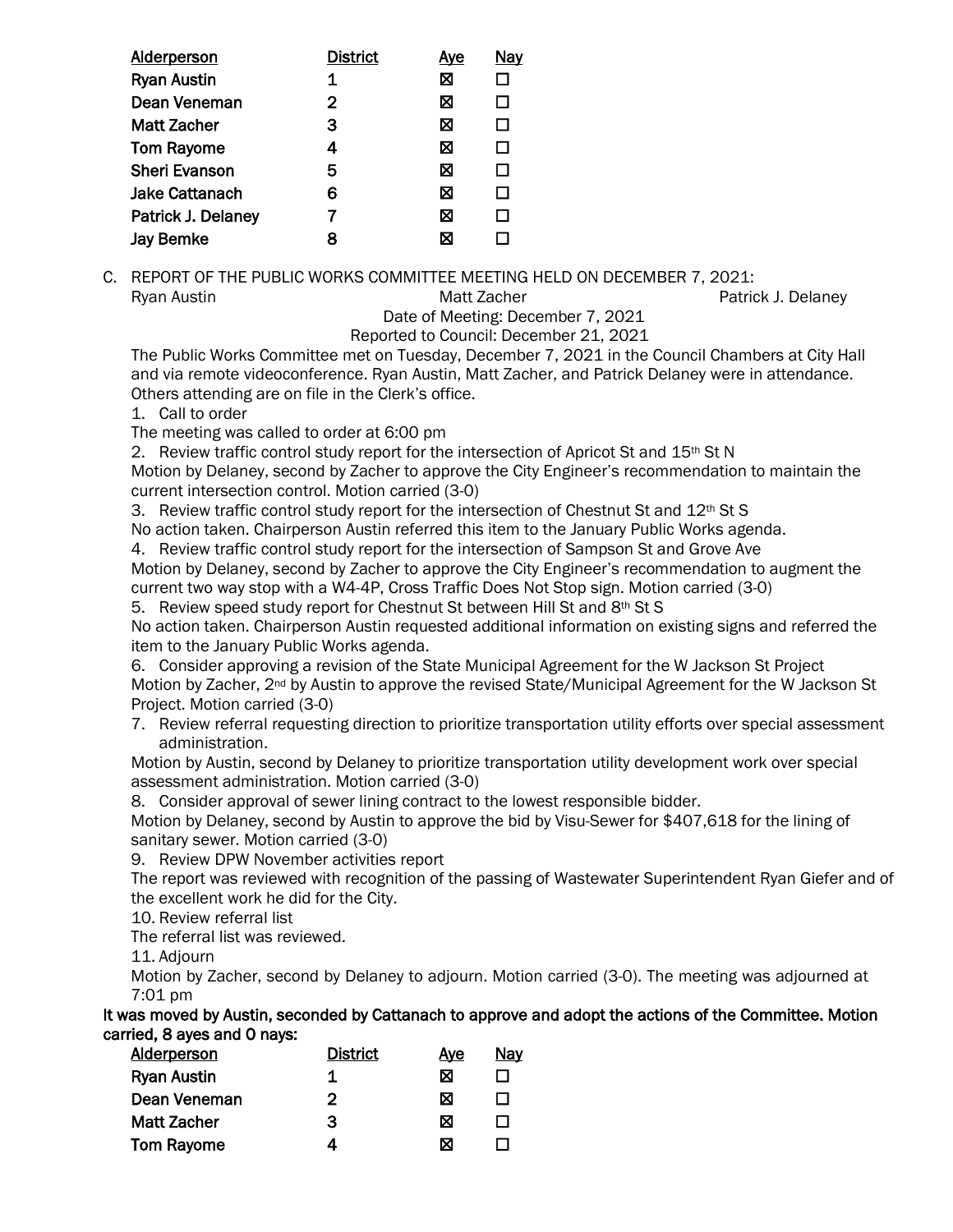| Alderperson | District | Aye | Nay |
|---|---|---|---|
| Ryan Austin | 1 | ☒ | ☐ |
| Dean Veneman | 2 | ☒ | ☐ |
| Matt Zacher | 3 | ☒ | ☐ |
| Tom Rayome | 4 | ☒ | ☐ |
| Sheri Evanson | 5 | ☒ | ☐ |
| Jake Cattanach | 6 | ☒ | ☐ |
| Patrick J. Delaney | 7 | ☒ | ☐ |
| Jay Bemke | 8 | ☒ | ☐ |

C. REPORT OF THE PUBLIC WORKS COMMITTEE MEETING HELD ON DECEMBER 7, 2021:

Ryan Austin    Matt Zacher    Patrick J. Delaney

Date of Meeting: December 7, 2021

Reported to Council: December 21, 2021

The Public Works Committee met on Tuesday, December 7, 2021 in the Council Chambers at City Hall and via remote videoconference. Ryan Austin, Matt Zacher, and Patrick Delaney were in attendance. Others attending are on file in the Clerk's office.

1. Call to order

The meeting was called to order at 6:00 pm

2. Review traffic control study report for the intersection of Apricot St and 15th St N

Motion by Delaney, second by Zacher to approve the City Engineer's recommendation to maintain the current intersection control. Motion carried (3-0)

3. Review traffic control study report for the intersection of Chestnut St and 12th St S

No action taken. Chairperson Austin referred this item to the January Public Works agenda.

4. Review traffic control study report for the intersection of Sampson St and Grove Ave

Motion by Delaney, second by Zacher to approve the City Engineer's recommendation to augment the current two way stop with a W4-4P, Cross Traffic Does Not Stop sign. Motion carried (3-0)

5. Review speed study report for Chestnut St between Hill St and 8th St S

No action taken. Chairperson Austin requested additional information on existing signs and referred the item to the January Public Works agenda.

6. Consider approving a revision of the State Municipal Agreement for the W Jackson St Project

Motion by Zacher, 2nd by Austin to approve the revised State/Municipal Agreement for the W Jackson St Project. Motion carried (3-0)

7. Review referral requesting direction to prioritize transportation utility efforts over special assessment administration.

Motion by Austin, second by Delaney to prioritize transportation utility development work over special assessment administration. Motion carried (3-0)

8. Consider approval of sewer lining contract to the lowest responsible bidder.

Motion by Delaney, second by Austin to approve the bid by Visu-Sewer for $407,618 for the lining of sanitary sewer. Motion carried (3-0)

9. Review DPW November activities report

The report was reviewed with recognition of the passing of Wastewater Superintendent Ryan Giefer and of the excellent work he did for the City.

10. Review referral list

The referral list was reviewed.

11. Adjourn

Motion by Zacher, second by Delaney to adjourn. Motion carried (3-0). The meeting was adjourned at 7:01 pm

**It was moved by Austin, seconded by Cattanach to approve and adopt the actions of the Committee. Motion carried, 8 ayes and 0 nays:**

| Alderperson | District | Aye | Nay |
|---|---|---|---|
| Ryan Austin | 1 | ☒ | ☐ |
| Dean Veneman | 2 | ☒ | ☐ |
| Matt Zacher | 3 | ☒ | ☐ |
| Tom Rayome | 4 | ☒ | ☐ |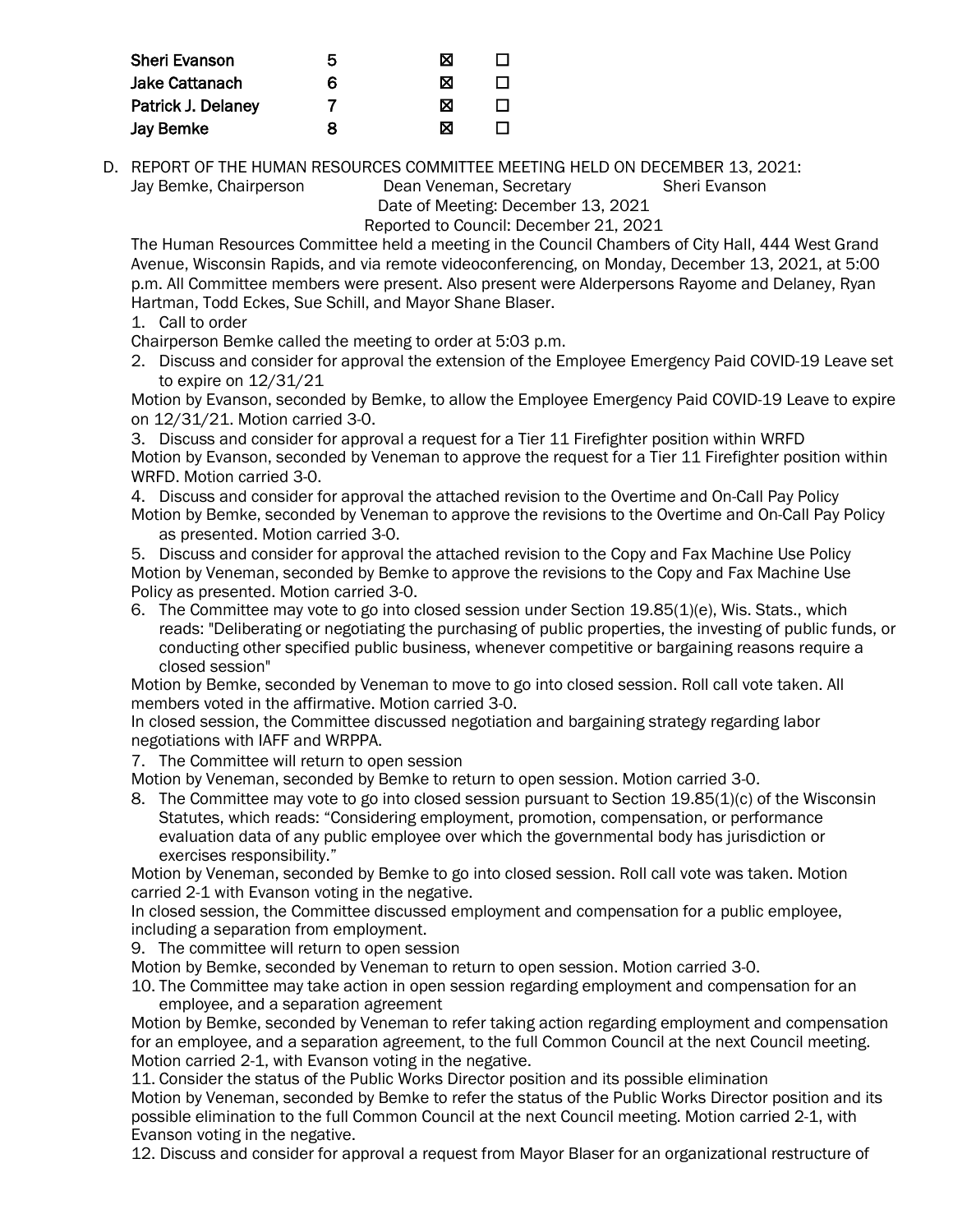| | | | |
|---|---|---|---|
| Sheri Evanson | 5 | ☒ | ☐ |
| Jake Cattanach | 6 | ☒ | ☐ |
| Patrick J. Delaney | 7 | ☒ | ☐ |
| Jay Bemke | 8 | ☒ | ☐ |

D. REPORT OF THE HUMAN RESOURCES COMMITTEE MEETING HELD ON DECEMBER 13, 2021:

Jay Bemke, Chairperson  Dean Veneman, Secretary  Sheri Evanson

Date of Meeting: December 13, 2021

Reported to Council: December 21, 2021

The Human Resources Committee held a meeting in the Council Chambers of City Hall, 444 West Grand Avenue, Wisconsin Rapids, and via remote videoconferencing, on Monday, December 13, 2021, at 5:00 p.m. All Committee members were present. Also present were Alderpersons Rayome and Delaney, Ryan Hartman, Todd Eckes, Sue Schill, and Mayor Shane Blaser.

1. Call to order

Chairperson Bemke called the meeting to order at 5:03 p.m.

2. Discuss and consider for approval the extension of the Employee Emergency Paid COVID-19 Leave set to expire on 12/31/21

Motion by Evanson, seconded by Bemke, to allow the Employee Emergency Paid COVID-19 Leave to expire on 12/31/21. Motion carried 3-0.

3. Discuss and consider for approval a request for a Tier 11 Firefighter position within WRFD

Motion by Evanson, seconded by Veneman to approve the request for a Tier 11 Firefighter position within WRFD. Motion carried 3-0.

4. Discuss and consider for approval the attached revision to the Overtime and On-Call Pay Policy

Motion by Bemke, seconded by Veneman to approve the revisions to the Overtime and On-Call Pay Policy as presented. Motion carried 3-0.

5. Discuss and consider for approval the attached revision to the Copy and Fax Machine Use Policy

Motion by Veneman, seconded by Bemke to approve the revisions to the Copy and Fax Machine Use Policy as presented. Motion carried 3-0.

6. The Committee may vote to go into closed session under Section 19.85(1)(e), Wis. Stats., which reads: "Deliberating or negotiating the purchasing of public properties, the investing of public funds, or conducting other specified public business, whenever competitive or bargaining reasons require a closed session"

Motion by Bemke, seconded by Veneman to move to go into closed session. Roll call vote taken. All members voted in the affirmative. Motion carried 3-0.

In closed session, the Committee discussed negotiation and bargaining strategy regarding labor negotiations with IAFF and WRPPA.

7. The Committee will return to open session

Motion by Veneman, seconded by Bemke to return to open session. Motion carried 3-0.

8. The Committee may vote to go into closed session pursuant to Section 19.85(1)(c) of the Wisconsin Statutes, which reads: "Considering employment, promotion, compensation, or performance evaluation data of any public employee over which the governmental body has jurisdiction or exercises responsibility."

Motion by Veneman, seconded by Bemke to go into closed session. Roll call vote was taken. Motion carried 2-1 with Evanson voting in the negative.

In closed session, the Committee discussed employment and compensation for a public employee, including a separation from employment.

9. The committee will return to open session

Motion by Bemke, seconded by Veneman to return to open session. Motion carried 3-0.

10. The Committee may take action in open session regarding employment and compensation for an employee, and a separation agreement

Motion by Bemke, seconded by Veneman to refer taking action regarding employment and compensation for an employee, and a separation agreement, to the full Common Council at the next Council meeting. Motion carried 2-1, with Evanson voting in the negative.

11. Consider the status of the Public Works Director position and its possible elimination

Motion by Veneman, seconded by Bemke to refer the status of the Public Works Director position and its possible elimination to the full Common Council at the next Council meeting. Motion carried 2-1, with Evanson voting in the negative.

12. Discuss and consider for approval a request from Mayor Blaser for an organizational restructure of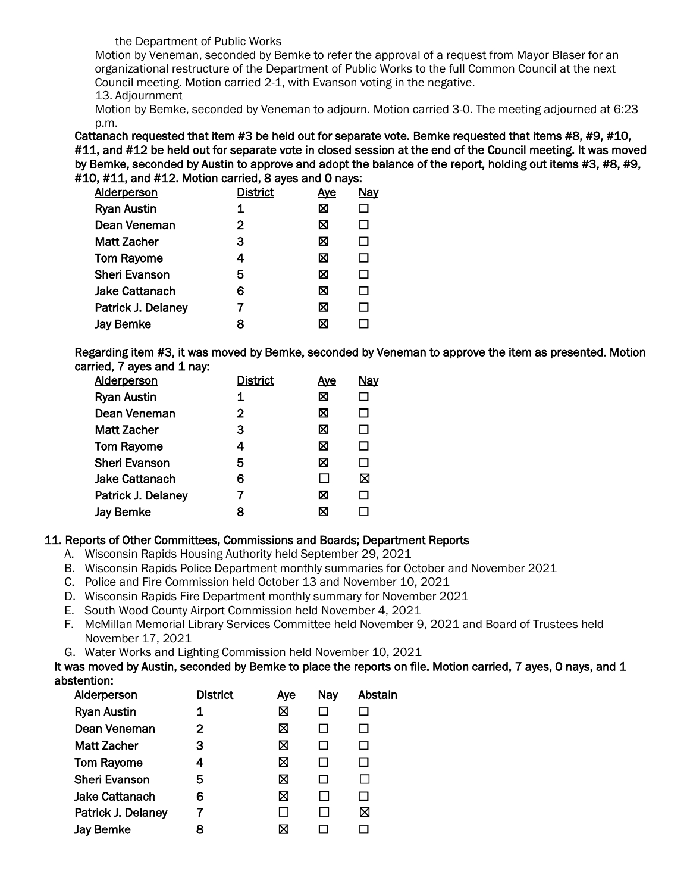the Department of Public Works

Motion by Veneman, seconded by Bemke to refer the approval of a request from Mayor Blaser for an organizational restructure of the Department of Public Works to the full Common Council at the next Council meeting. Motion carried 2-1, with Evanson voting in the negative.

13. Adjournment

Motion by Bemke, seconded by Veneman to adjourn. Motion carried 3-0. The meeting adjourned at 6:23 p.m.

**Cattanach requested that item #3 be held out for separate vote. Bemke requested that items #8, #9, #10, #11, and #12 be held out for separate vote in closed session at the end of the Council meeting. It was moved by Bemke, seconded by Austin to approve and adopt the balance of the report, holding out items #3, #8, #9, #10, #11, and #12. Motion carried, 8 ayes and 0 nays:**

| Alderperson | District | Aye | Nay |
|---|---|---|---|
| Ryan Austin | 1 | ☒ | ☐ |
| Dean Veneman | 2 | ☒ | ☐ |
| Matt Zacher | 3 | ☒ | ☐ |
| Tom Rayome | 4 | ☒ | ☐ |
| Sheri Evanson | 5 | ☒ | ☐ |
| Jake Cattanach | 6 | ☒ | ☐ |
| Patrick J. Delaney | 7 | ☒ | ☐ |
| Jay Bemke | 8 | ☒ | ☐ |

**Regarding item #3, it was moved by Bemke, seconded by Veneman to approve the item as presented. Motion carried, 7 ayes and 1 nay:**

| Alderperson | District | Aye | Nay |
|---|---|---|---|
| Ryan Austin | 1 | ☒ | ☐ |
| Dean Veneman | 2 | ☒ | ☐ |
| Matt Zacher | 3 | ☒ | ☐ |
| Tom Rayome | 4 | ☒ | ☐ |
| Sheri Evanson | 5 | ☒ | ☐ |
| Jake Cattanach | 6 | ☐ | ☒ |
| Patrick J. Delaney | 7 | ☒ | ☐ |
| Jay Bemke | 8 | ☒ | ☐ |

## 11. Reports of Other Committees, Commissions and Boards; Department Reports

A. Wisconsin Rapids Housing Authority held September 29, 2021
B. Wisconsin Rapids Police Department monthly summaries for October and November 2021
C. Police and Fire Commission held October 13 and November 10, 2021
D. Wisconsin Rapids Fire Department monthly summary for November 2021
E. South Wood County Airport Commission held November 4, 2021
F. McMillan Memorial Library Services Committee held November 9, 2021 and Board of Trustees held November 17, 2021
G. Water Works and Lighting Commission held November 10, 2021

**It was moved by Austin, seconded by Bemke to place the reports on file. Motion carried, 7 ayes, 0 nays, and 1 abstention:**

| Alderperson | District | Aye | Nay | Abstain |
|---|---|---|---|---|
| Ryan Austin | 1 | ☒ | ☐ | ☐ |
| Dean Veneman | 2 | ☒ | ☐ | ☐ |
| Matt Zacher | 3 | ☒ | ☐ | ☐ |
| Tom Rayome | 4 | ☒ | ☐ | ☐ |
| Sheri Evanson | 5 | ☒ | ☐ | ☐ |
| Jake Cattanach | 6 | ☒ | ☐ | ☐ |
| Patrick J. Delaney | 7 | ☐ | ☐ | ☒ |
| Jay Bemke | 8 | ☒ | ☐ | ☐ |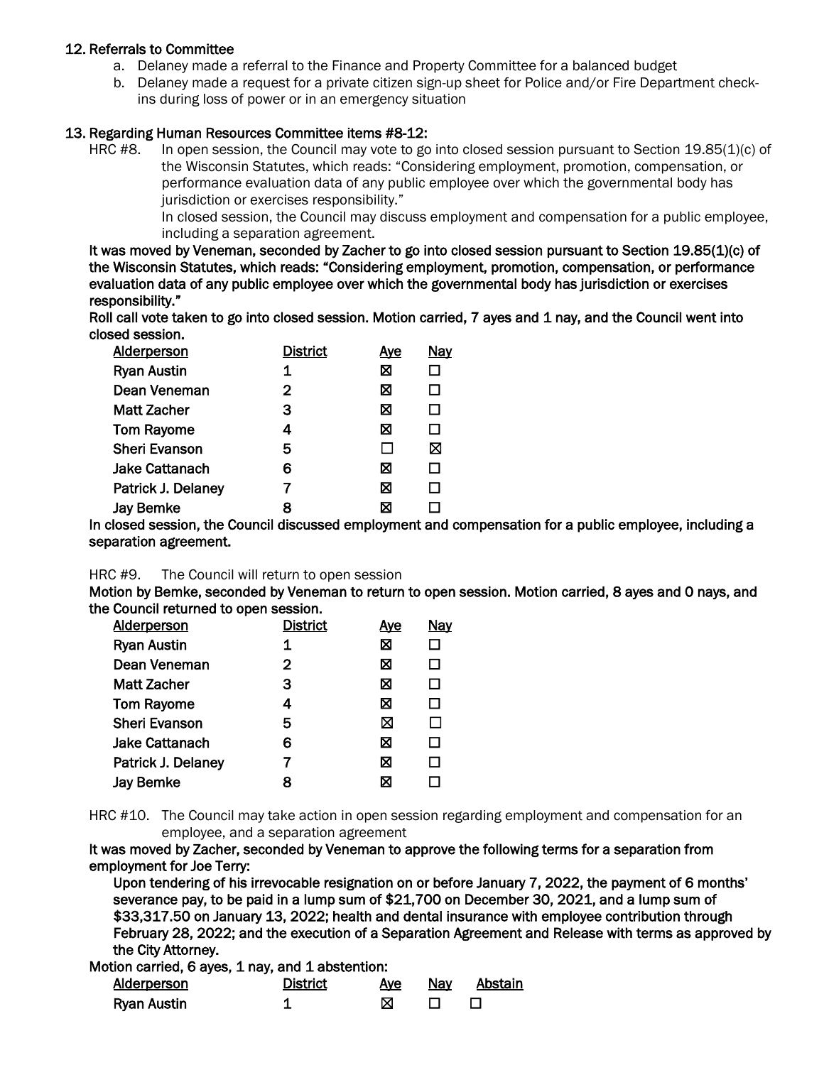## 12. Referrals to Committee

a. Delaney made a referral to the Finance and Property Committee for a balanced budget
b. Delaney made a request for a private citizen sign-up sheet for Police and/or Fire Department check-ins during loss of power or in an emergency situation

## 13. Regarding Human Resources Committee items #8-12:

HRC #8. In open session, the Council may vote to go into closed session pursuant to Section 19.85(1)(c) of the Wisconsin Statutes, which reads: "Considering employment, promotion, compensation, or performance evaluation data of any public employee over which the governmental body has jurisdiction or exercises responsibility."
In closed session, the Council may discuss employment and compensation for a public employee, including a separation agreement.

**It was moved by Veneman, seconded by Zacher to go into closed session pursuant to Section 19.85(1)(c) of the Wisconsin Statutes, which reads: "Considering employment, promotion, compensation, or performance evaluation data of any public employee over which the governmental body has jurisdiction or exercises responsibility."**
**Roll call vote taken to go into closed session. Motion carried, 7 ayes and 1 nay, and the Council went into closed session.**

| Alderperson | District | Aye | Nay |
|---|---|---|---|
| Ryan Austin | 1 | ☒ | ☐ |
| Dean Veneman | 2 | ☒ | ☐ |
| Matt Zacher | 3 | ☒ | ☐ |
| Tom Rayome | 4 | ☒ | ☐ |
| Sheri Evanson | 5 | ☐ | ☒ |
| Jake Cattanach | 6 | ☒ | ☐ |
| Patrick J. Delaney | 7 | ☒ | ☐ |
| Jay Bemke | 8 | ☒ | ☐ |

**In closed session, the Council discussed employment and compensation for a public employee, including a separation agreement.**

HRC #9. The Council will return to open session

**Motion by Bemke, seconded by Veneman to return to open session. Motion carried, 8 ayes and 0 nays, and the Council returned to open session.**

| Alderperson | District | Aye | Nay |
|---|---|---|---|
| Ryan Austin | 1 | ☒ | ☐ |
| Dean Veneman | 2 | ☒ | ☐ |
| Matt Zacher | 3 | ☒ | ☐ |
| Tom Rayome | 4 | ☒ | ☐ |
| Sheri Evanson | 5 | ☒ | ☐ |
| Jake Cattanach | 6 | ☒ | ☐ |
| Patrick J. Delaney | 7 | ☒ | ☐ |
| Jay Bemke | 8 | ☒ | ☐ |

HRC #10. The Council may take action in open session regarding employment and compensation for an employee, and a separation agreement

**It was moved by Zacher, seconded by Veneman to approve the following terms for a separation from employment for Joe Terry:**

**Upon tendering of his irrevocable resignation on or before January 7, 2022, the payment of 6 months' severance pay, to be paid in a lump sum of $21,700 on December 30, 2021, and a lump sum of $33,317.50 on January 13, 2022; health and dental insurance with employee contribution through February 28, 2022; and the execution of a Separation Agreement and Release with terms as approved by the City Attorney.**

**Motion carried, 6 ayes, 1 nay, and 1 abstention:**

| Alderperson | District | Aye | Nay | Abstain |
|---|---|---|---|---|
| Ryan Austin | 1 | ☒ | ☐ | ☐ |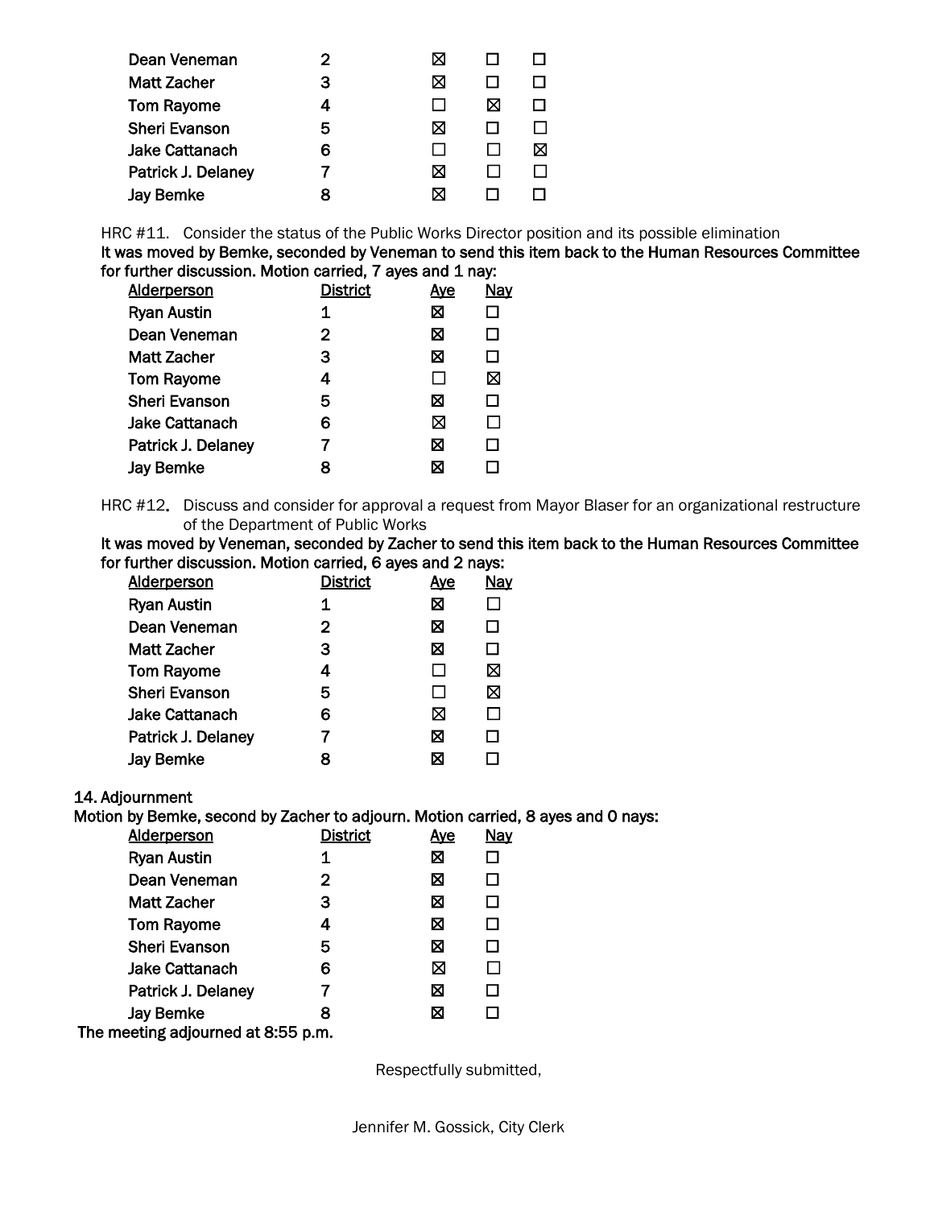| | | | | |
|---|---|---|---|---|
| Dean Veneman | 2 | ☒ | ☐ | ☐ |
| Matt Zacher | 3 | ☒ | ☐ | ☐ |
| Tom Rayome | 4 | ☐ | ☒ | ☐ |
| Sheri Evanson | 5 | ☒ | ☐ | ☐ |
| Jake Cattanach | 6 | ☐ | ☐ | ☒ |
| Patrick J. Delaney | 7 | ☒ | ☐ | ☐ |
| Jay Bemke | 8 | ☒ | ☐ | ☐ |

HRC #11. Consider the status of the Public Works Director position and its possible elimination

**It was moved by Bemke, seconded by Veneman to send this item back to the Human Resources Committee for further discussion. Motion carried, 7 ayes and 1 nay:**

| Alderperson | District | Aye | Nay |
|---|---|---|---|
| Ryan Austin | 1 | ☒ | ☐ |
| Dean Veneman | 2 | ☒ | ☐ |
| Matt Zacher | 3 | ☒ | ☐ |
| Tom Rayome | 4 | ☐ | ☒ |
| Sheri Evanson | 5 | ☒ | ☐ |
| Jake Cattanach | 6 | ☒ | ☐ |
| Patrick J. Delaney | 7 | ☒ | ☐ |
| Jay Bemke | 8 | ☒ | ☐ |

HRC #12. Discuss and consider for approval a request from Mayor Blaser for an organizational restructure of the Department of Public Works

**It was moved by Veneman, seconded by Zacher to send this item back to the Human Resources Committee for further discussion. Motion carried, 6 ayes and 2 nays:**

| Alderperson | District | Aye | Nay |
|---|---|---|---|
| Ryan Austin | 1 | ☒ | ☐ |
| Dean Veneman | 2 | ☒ | ☐ |
| Matt Zacher | 3 | ☒ | ☐ |
| Tom Rayome | 4 | ☐ | ☒ |
| Sheri Evanson | 5 | ☐ | ☒ |
| Jake Cattanach | 6 | ☒ | ☐ |
| Patrick J. Delaney | 7 | ☒ | ☐ |
| Jay Bemke | 8 | ☒ | ☐ |

**14. Adjournment**

**Motion by Bemke, second by Zacher to adjourn. Motion carried, 8 ayes and 0 nays:**

| Alderperson | District | Aye | Nay |
|---|---|---|---|
| Ryan Austin | 1 | ☒ | ☐ |
| Dean Veneman | 2 | ☒ | ☐ |
| Matt Zacher | 3 | ☒ | ☐ |
| Tom Rayome | 4 | ☒ | ☐ |
| Sheri Evanson | 5 | ☒ | ☐ |
| Jake Cattanach | 6 | ☒ | ☐ |
| Patrick J. Delaney | 7 | ☒ | ☐ |
| Jay Bemke | 8 | ☒ | ☐ |

**The meeting adjourned at 8:55 p.m.**

Respectfully submitted,

Jennifer M. Gossick, City Clerk